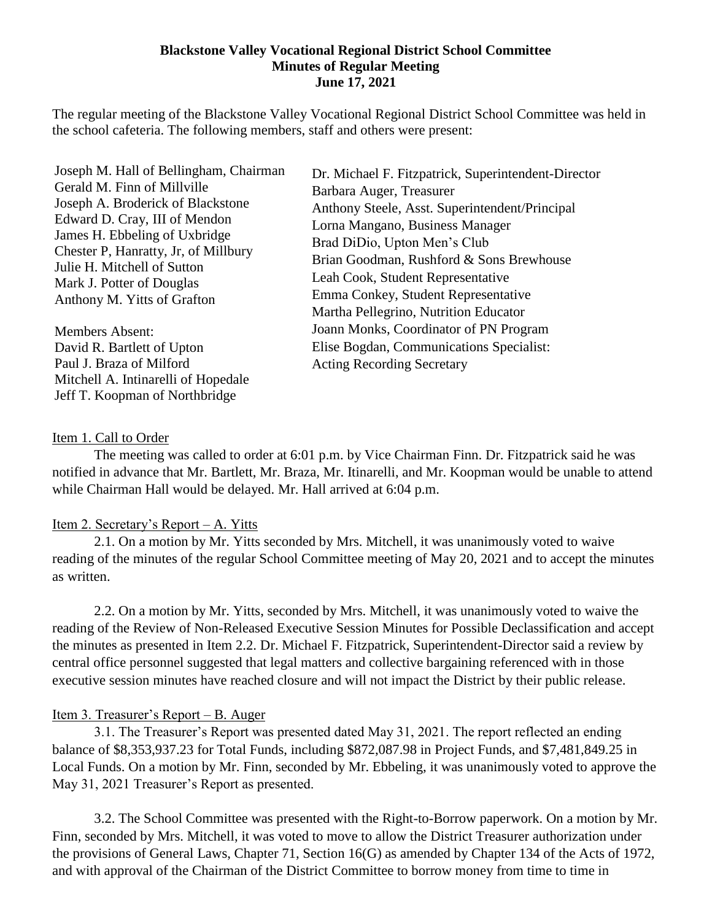**Blackstone Valley Vocational Regional District School Committee**
**Minutes of Regular Meeting**
**June 17, 2021**

The regular meeting of the Blackstone Valley Vocational Regional District School Committee was held in the school cafeteria. The following members, staff and others were present:

Joseph M. Hall of Bellingham, Chairman
Gerald M. Finn of Millville
Joseph A. Broderick of Blackstone
Edward D. Cray, III of Mendon
James H. Ebbeling of Uxbridge
Chester P, Hanratty, Jr, of Millbury
Julie H. Mitchell of Sutton
Mark J. Potter of Douglas
Anthony M. Yitts of Grafton

Members Absent:
David R. Bartlett of Upton
Paul J. Braza of Milford
Mitchell A. Intinarelli of Hopedale
Jeff T. Koopman of Northbridge

Dr. Michael F. Fitzpatrick, Superintendent-Director
Barbara Auger, Treasurer
Anthony Steele, Asst. Superintendent/Principal
Lorna Mangano, Business Manager
Brad DiDio, Upton Men's Club
Brian Goodman, Rushford & Sons Brewhouse
Leah Cook, Student Representative
Emma Conkey, Student Representative
Martha Pellegrino, Nutrition Educator
Joann Monks, Coordinator of PN Program
Elise Bogdan, Communications Specialist: Acting Recording Secretary

Item 1. Call to Order

The meeting was called to order at 6:01 p.m. by Vice Chairman Finn. Dr. Fitzpatrick said he was notified in advance that Mr. Bartlett, Mr. Braza, Mr. Itinarelli, and Mr. Koopman would be unable to attend while Chairman Hall would be delayed. Mr. Hall arrived at 6:04 p.m.

Item 2. Secretary's Report – A. Yitts

2.1. On a motion by Mr. Yitts seconded by Mrs. Mitchell, it was unanimously voted to waive reading of the minutes of the regular School Committee meeting of May 20, 2021 and to accept the minutes as written.

2.2. On a motion by Mr. Yitts, seconded by Mrs. Mitchell, it was unanimously voted to waive the reading of the Review of Non-Released Executive Session Minutes for Possible Declassification and accept the minutes as presented in Item 2.2. Dr. Michael F. Fitzpatrick, Superintendent-Director said a review by central office personnel suggested that legal matters and collective bargaining referenced with in those executive session minutes have reached closure and will not impact the District by their public release.

Item 3. Treasurer's Report – B. Auger

3.1. The Treasurer's Report was presented dated May 31, 2021. The report reflected an ending balance of $8,353,937.23 for Total Funds, including $872,087.98 in Project Funds, and $7,481,849.25 in Local Funds. On a motion by Mr. Finn, seconded by Mr. Ebbeling, it was unanimously voted to approve the May 31, 2021 Treasurer's Report as presented.

3.2. The School Committee was presented with the Right-to-Borrow paperwork. On a motion by Mr. Finn, seconded by Mrs. Mitchell, it was voted to move to allow the District Treasurer authorization under the provisions of General Laws, Chapter 71, Section 16(G) as amended by Chapter 134 of the Acts of 1972, and with approval of the Chairman of the District Committee to borrow money from time to time in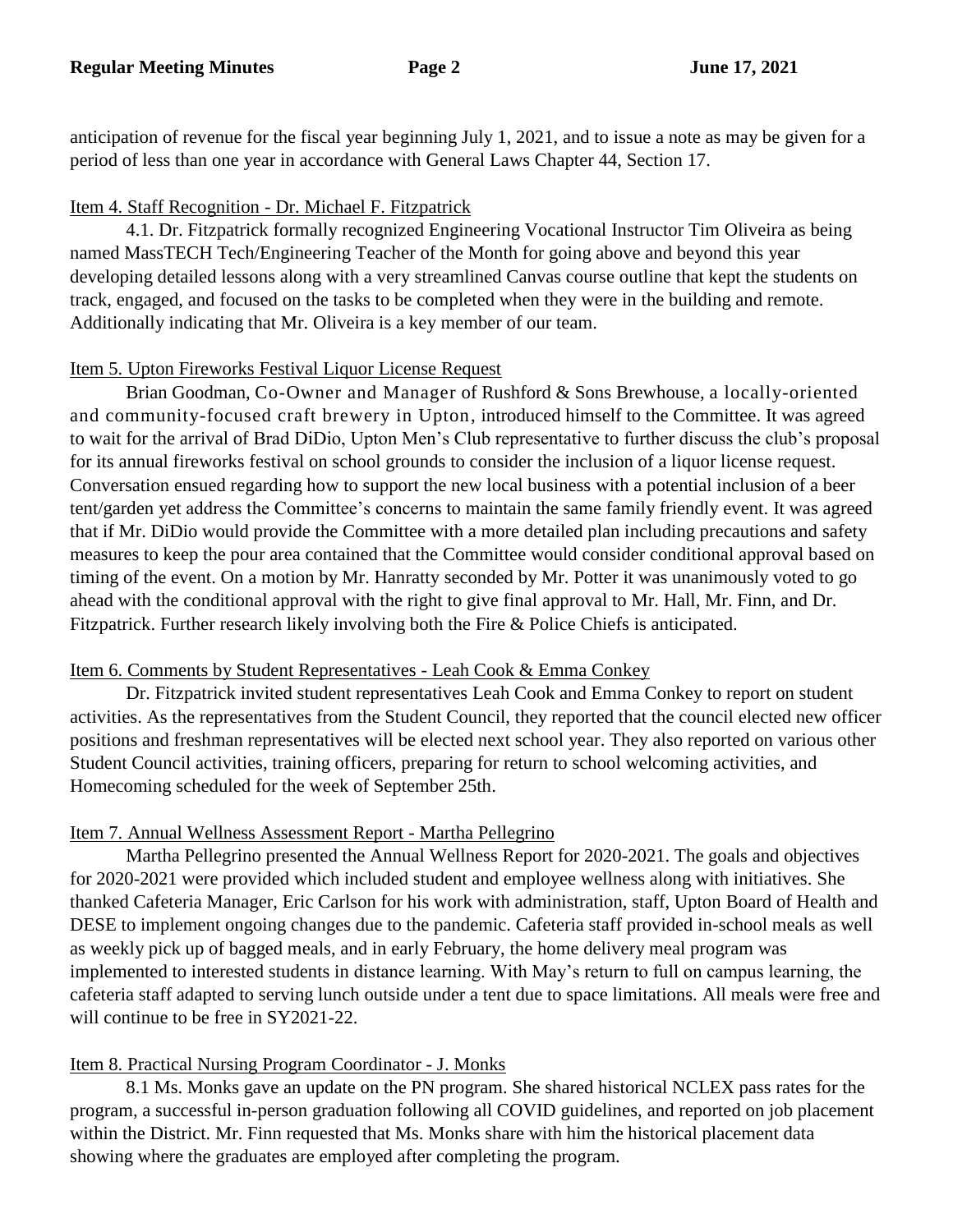anticipation of revenue for the fiscal year beginning July 1, 2021, and to issue a note as may be given for a period of less than one year in accordance with General Laws Chapter 44, Section 17.

Item 4. Staff Recognition - Dr. Michael F. Fitzpatrick

4.1. Dr. Fitzpatrick formally recognized Engineering Vocational Instructor Tim Oliveira as being named MassTECH Tech/Engineering Teacher of the Month for going above and beyond this year developing detailed lessons along with a very streamlined Canvas course outline that kept the students on track, engaged, and focused on the tasks to be completed when they were in the building and remote. Additionally indicating that Mr. Oliveira is a key member of our team.

Item 5. Upton Fireworks Festival Liquor License Request

Brian Goodman, Co-Owner and Manager of Rushford & Sons Brewhouse, a locally-oriented and community-focused craft brewery in Upton, introduced himself to the Committee. It was agreed to wait for the arrival of Brad DiDio, Upton Men's Club representative to further discuss the club's proposal for its annual fireworks festival on school grounds to consider the inclusion of a liquor license request. Conversation ensued regarding how to support the new local business with a potential inclusion of a beer tent/garden yet address the Committee's concerns to maintain the same family friendly event. It was agreed that if Mr. DiDio would provide the Committee with a more detailed plan including precautions and safety measures to keep the pour area contained that the Committee would consider conditional approval based on timing of the event. On a motion by Mr. Hanratty seconded by Mr. Potter it was unanimously voted to go ahead with the conditional approval with the right to give final approval to Mr. Hall, Mr. Finn, and Dr. Fitzpatrick. Further research likely involving both the Fire & Police Chiefs is anticipated.

Item 6. Comments by Student Representatives - Leah Cook & Emma Conkey

Dr. Fitzpatrick invited student representatives Leah Cook and Emma Conkey to report on student activities. As the representatives from the Student Council, they reported that the council elected new officer positions and freshman representatives will be elected next school year. They also reported on various other Student Council activities, training officers, preparing for return to school welcoming activities, and Homecoming scheduled for the week of September 25th.

Item 7. Annual Wellness Assessment Report - Martha Pellegrino

Martha Pellegrino presented the Annual Wellness Report for 2020-2021. The goals and objectives for 2020-2021 were provided which included student and employee wellness along with initiatives. She thanked Cafeteria Manager, Eric Carlson for his work with administration, staff, Upton Board of Health and DESE to implement ongoing changes due to the pandemic. Cafeteria staff provided in-school meals as well as weekly pick up of bagged meals, and in early February, the home delivery meal program was implemented to interested students in distance learning. With May's return to full on campus learning, the cafeteria staff adapted to serving lunch outside under a tent due to space limitations. All meals were free and will continue to be free in SY2021-22.

Item 8. Practical Nursing Program Coordinator - J. Monks

8.1 Ms. Monks gave an update on the PN program. She shared historical NCLEX pass rates for the program, a successful in-person graduation following all COVID guidelines, and reported on job placement within the District. Mr. Finn requested that Ms. Monks share with him the historical placement data showing where the graduates are employed after completing the program.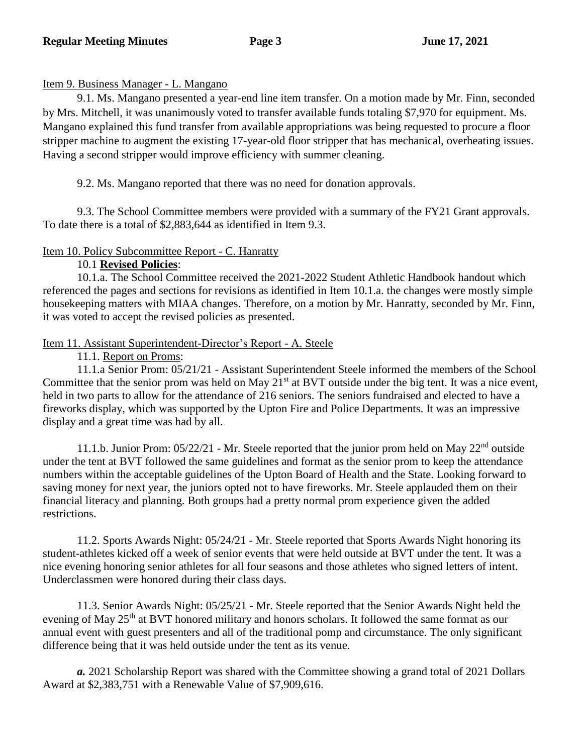Item 9. Business Manager - L. Mangano

9.1. Ms. Mangano presented a year-end line item transfer. On a motion made by Mr. Finn, seconded by Mrs. Mitchell, it was unanimously voted to transfer available funds totaling $7,970 for equipment. Ms. Mangano explained this fund transfer from available appropriations was being requested to procure a floor stripper machine to augment the existing 17-year-old floor stripper that has mechanical, overheating issues. Having a second stripper would improve efficiency with summer cleaning.

9.2. Ms. Mangano reported that there was no need for donation approvals.

9.3. The School Committee members were provided with a summary of the FY21 Grant approvals. To date there is a total of $2,883,644 as identified in Item 9.3.

Item 10. Policy Subcommittee Report - C. Hanratty

10.1 **Revised Policies**:

10.1.a. The School Committee received the 2021-2022 Student Athletic Handbook handout which referenced the pages and sections for revisions as identified in Item 10.1.a. the changes were mostly simple housekeeping matters with MIAA changes. Therefore, on a motion by Mr. Hanratty, seconded by Mr. Finn, it was voted to accept the revised policies as presented.

Item 11. Assistant Superintendent-Director's Report - A. Steele

11.1. Report on Proms:

11.1.a Senior Prom: 05/21/21 - Assistant Superintendent Steele informed the members of the School Committee that the senior prom was held on May 21st at BVT outside under the big tent. It was a nice event, held in two parts to allow for the attendance of 216 seniors. The seniors fundraised and elected to have a fireworks display, which was supported by the Upton Fire and Police Departments. It was an impressive display and a great time was had by all.

11.1.b. Junior Prom: 05/22/21 - Mr. Steele reported that the junior prom held on May 22nd outside under the tent at BVT followed the same guidelines and format as the senior prom to keep the attendance numbers within the acceptable guidelines of the Upton Board of Health and the State. Looking forward to saving money for next year, the juniors opted not to have fireworks. Mr. Steele applauded them on their financial literacy and planning. Both groups had a pretty normal prom experience given the added restrictions.

11.2. Sports Awards Night: 05/24/21 - Mr. Steele reported that Sports Awards Night honoring its student-athletes kicked off a week of senior events that were held outside at BVT under the tent. It was a nice evening honoring senior athletes for all four seasons and those athletes who signed letters of intent. Underclassmen were honored during their class days.

11.3. Senior Awards Night: 05/25/21 - Mr. Steele reported that the Senior Awards Night held the evening of May 25th at BVT honored military and honors scholars. It followed the same format as our annual event with guest presenters and all of the traditional pomp and circumstance. The only significant difference being that it was held outside under the tent as its venue.

***a.*** 2021 Scholarship Report was shared with the Committee showing a grand total of 2021 Dollars Award at $2,383,751 with a Renewable Value of $7,909,616.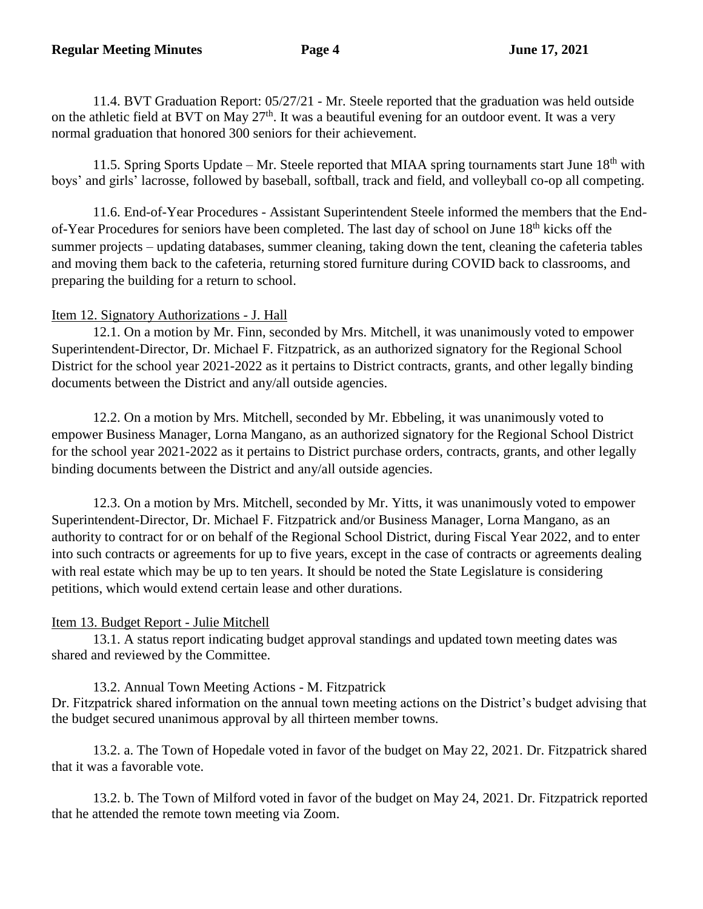11.4. BVT Graduation Report: 05/27/21 - Mr. Steele reported that the graduation was held outside on the athletic field at BVT on May 27th. It was a beautiful evening for an outdoor event. It was a very normal graduation that honored 300 seniors for their achievement.

11.5. Spring Sports Update – Mr. Steele reported that MIAA spring tournaments start June 18th with boys' and girls' lacrosse, followed by baseball, softball, track and field, and volleyball co-op all competing.

11.6. End-of-Year Procedures - Assistant Superintendent Steele informed the members that the End-of-Year Procedures for seniors have been completed. The last day of school on June 18th kicks off the summer projects – updating databases, summer cleaning, taking down the tent, cleaning the cafeteria tables and moving them back to the cafeteria, returning stored furniture during COVID back to classrooms, and preparing the building for a return to school.

Item 12. Signatory Authorizations - J. Hall

12.1. On a motion by Mr. Finn, seconded by Mrs. Mitchell, it was unanimously voted to empower Superintendent-Director, Dr. Michael F. Fitzpatrick, as an authorized signatory for the Regional School District for the school year 2021-2022 as it pertains to District contracts, grants, and other legally binding documents between the District and any/all outside agencies.

12.2. On a motion by Mrs. Mitchell, seconded by Mr. Ebbeling, it was unanimously voted to empower Business Manager, Lorna Mangano, as an authorized signatory for the Regional School District for the school year 2021-2022 as it pertains to District purchase orders, contracts, grants, and other legally binding documents between the District and any/all outside agencies.

12.3. On a motion by Mrs. Mitchell, seconded by Mr. Yitts, it was unanimously voted to empower Superintendent-Director, Dr. Michael F. Fitzpatrick and/or Business Manager, Lorna Mangano, as an authority to contract for or on behalf of the Regional School District, during Fiscal Year 2022, and to enter into such contracts or agreements for up to five years, except in the case of contracts or agreements dealing with real estate which may be up to ten years. It should be noted the State Legislature is considering petitions, which would extend certain lease and other durations.

Item 13. Budget Report - Julie Mitchell

13.1. A status report indicating budget approval standings and updated town meeting dates was shared and reviewed by the Committee.

13.2. Annual Town Meeting Actions - M. Fitzpatrick

Dr. Fitzpatrick shared information on the annual town meeting actions on the District's budget advising that the budget secured unanimous approval by all thirteen member towns.

13.2. a. The Town of Hopedale voted in favor of the budget on May 22, 2021. Dr. Fitzpatrick shared that it was a favorable vote.

13.2. b. The Town of Milford voted in favor of the budget on May 24, 2021. Dr. Fitzpatrick reported that he attended the remote town meeting via Zoom.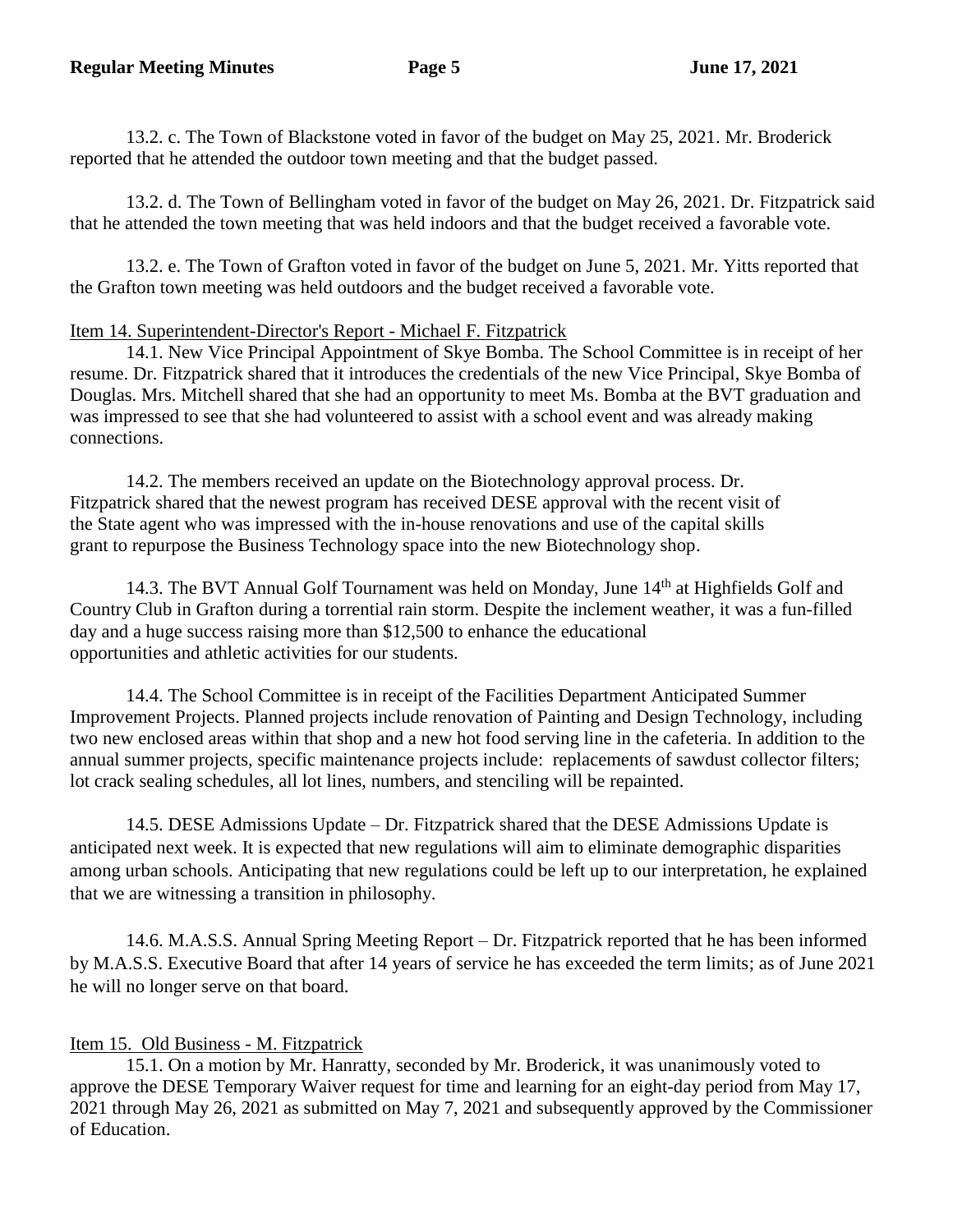13.2. c. The Town of Blackstone voted in favor of the budget on May 25, 2021. Mr. Broderick reported that he attended the outdoor town meeting and that the budget passed.

13.2. d. The Town of Bellingham voted in favor of the budget on May 26, 2021. Dr. Fitzpatrick said that he attended the town meeting that was held indoors and that the budget received a favorable vote.

13.2. e. The Town of Grafton voted in favor of the budget on June 5, 2021. Mr. Yitts reported that the Grafton town meeting was held outdoors and the budget received a favorable vote.

Item 14. Superintendent-Director's Report - Michael F. Fitzpatrick

14.1. New Vice Principal Appointment of Skye Bomba. The School Committee is in receipt of her resume. Dr. Fitzpatrick shared that it introduces the credentials of the new Vice Principal, Skye Bomba of Douglas. Mrs. Mitchell shared that she had an opportunity to meet Ms. Bomba at the BVT graduation and was impressed to see that she had volunteered to assist with a school event and was already making connections.

14.2. The members received an update on the Biotechnology approval process. Dr. Fitzpatrick shared that the newest program has received DESE approval with the recent visit of the State agent who was impressed with the in-house renovations and use of the capital skills grant to repurpose the Business Technology space into the new Biotechnology shop.

14.3. The BVT Annual Golf Tournament was held on Monday, June 14th at Highfields Golf and Country Club in Grafton during a torrential rain storm. Despite the inclement weather, it was a fun-filled day and a huge success raising more than $12,500 to enhance the educational opportunities and athletic activities for our students.

14.4. The School Committee is in receipt of the Facilities Department Anticipated Summer Improvement Projects. Planned projects include renovation of Painting and Design Technology, including two new enclosed areas within that shop and a new hot food serving line in the cafeteria. In addition to the annual summer projects, specific maintenance projects include: replacements of sawdust collector filters; lot crack sealing schedules, all lot lines, numbers, and stenciling will be repainted.

14.5. DESE Admissions Update – Dr. Fitzpatrick shared that the DESE Admissions Update is anticipated next week. It is expected that new regulations will aim to eliminate demographic disparities among urban schools. Anticipating that new regulations could be left up to our interpretation, he explained that we are witnessing a transition in philosophy.

14.6. M.A.S.S. Annual Spring Meeting Report – Dr. Fitzpatrick reported that he has been informed by M.A.S.S. Executive Board that after 14 years of service he has exceeded the term limits; as of June 2021 he will no longer serve on that board.

Item 15. Old Business - M. Fitzpatrick

15.1. On a motion by Mr. Hanratty, seconded by Mr. Broderick, it was unanimously voted to approve the DESE Temporary Waiver request for time and learning for an eight-day period from May 17, 2021 through May 26, 2021 as submitted on May 7, 2021 and subsequently approved by the Commissioner of Education.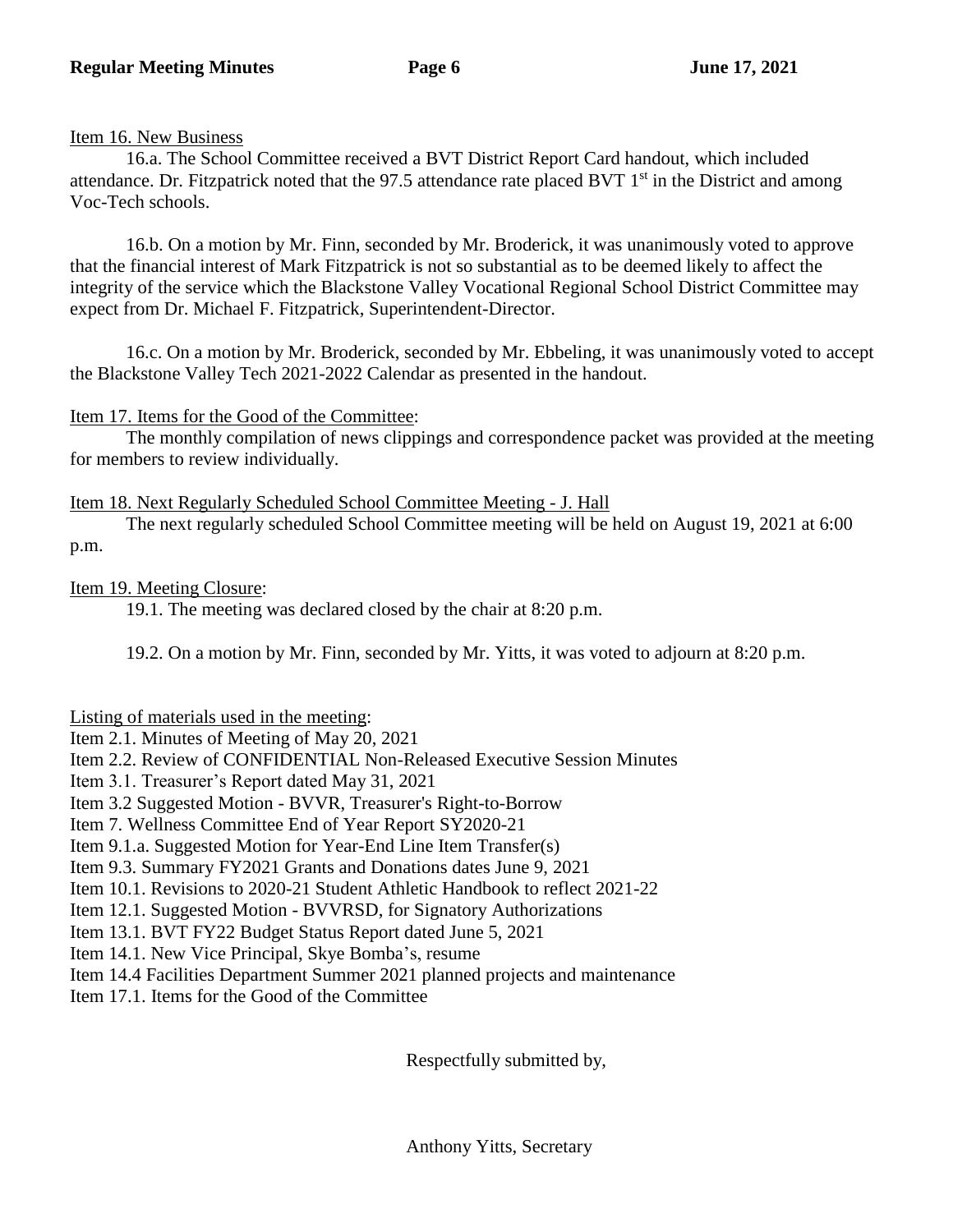Item 16. New Business

16.a. The School Committee received a BVT District Report Card handout, which included attendance. Dr. Fitzpatrick noted that the 97.5 attendance rate placed BVT 1st in the District and among Voc-Tech schools.

16.b. On a motion by Mr. Finn, seconded by Mr. Broderick, it was unanimously voted to approve that the financial interest of Mark Fitzpatrick is not so substantial as to be deemed likely to affect the integrity of the service which the Blackstone Valley Vocational Regional School District Committee may expect from Dr. Michael F. Fitzpatrick, Superintendent-Director.

16.c. On a motion by Mr. Broderick, seconded by Mr. Ebbeling, it was unanimously voted to accept the Blackstone Valley Tech 2021-2022 Calendar as presented in the handout.

Item 17. Items for the Good of the Committee:

The monthly compilation of news clippings and correspondence packet was provided at the meeting for members to review individually.

Item 18. Next Regularly Scheduled School Committee Meeting - J. Hall

The next regularly scheduled School Committee meeting will be held on August 19, 2021 at 6:00 p.m.

Item 19. Meeting Closure:

19.1. The meeting was declared closed by the chair at 8:20 p.m.

19.2. On a motion by Mr. Finn, seconded by Mr. Yitts, it was voted to adjourn at 8:20 p.m.

Listing of materials used in the meeting:

Item 2.1. Minutes of Meeting of May 20, 2021
Item 2.2. Review of CONFIDENTIAL Non-Released Executive Session Minutes
Item 3.1. Treasurer's Report dated May 31, 2021
Item 3.2 Suggested Motion - BVVR, Treasurer's Right-to-Borrow
Item 7. Wellness Committee End of Year Report SY2020-21
Item 9.1.a. Suggested Motion for Year-End Line Item Transfer(s)
Item 9.3. Summary FY2021 Grants and Donations dates June 9, 2021
Item 10.1. Revisions to 2020-21 Student Athletic Handbook to reflect 2021-22
Item 12.1. Suggested Motion - BVVRSD, for Signatory Authorizations
Item 13.1. BVT FY22 Budget Status Report dated June 5, 2021
Item 14.1. New Vice Principal, Skye Bomba's, resume
Item 14.4 Facilities Department Summer 2021 planned projects and maintenance
Item 17.1. Items for the Good of the Committee

Respectfully submitted by,

Anthony Yitts, Secretary